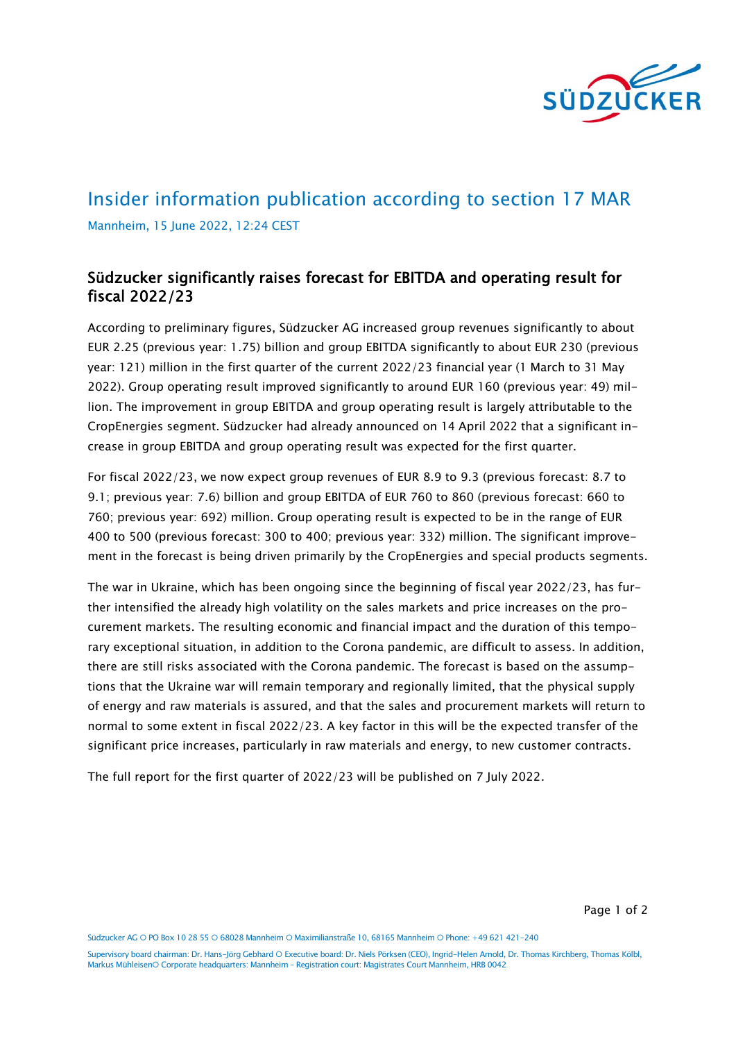# Insider information publication according to section 17 MAR

Mannheim, 15 June 2022, 12:24 CEST

## Südzucker significantly raises forecast for EBITDA and operating result for fiscal 2022/23

According to preliminary figures, Südzucker AG increased group revenues significantly to about EUR 2.25 (previous year: 1.75) billion and group EBITDA significantly to about EUR 230 (previous year: 121) million in the first quarter of the current 2022/23 financial year (1 March to 31 May 2022). Group operating result improved significantly to around EUR 160 (previous year: 49) million. The improvement in group EBITDA and group operating result is largely attributable to the CropEnergies segment. Südzucker had already announced on 14 April 2022 that a significant increase in group EBITDA and group operating result was expected for the first quarter.

For fiscal 2022/23, we now expect group revenues of EUR 8.9 to 9.3 (previous forecast: 8.7 to 9.1; previous year: 7.6) billion and group EBITDA of EUR 760 to 860 (previous forecast: 660 to 760; previous year: 692) million. Group operating result is expected to be in the range of EUR 400 to 500 (previous forecast: 300 to 400; previous year: 332) million. The significant improvement in the forecast is being driven primarily by the CropEnergies and special products segments.

The war in Ukraine, which has been ongoing since the beginning of fiscal year 2022/23, has further intensified the already high volatility on the sales markets and price increases on the procurement markets. The resulting economic and financial impact and the duration of this temporary exceptional situation, in addition to the Corona pandemic, are difficult to assess. In addition, there are still risks associated with the Corona pandemic. The forecast is based on the assumptions that the Ukraine war will remain temporary and regionally limited, that the physical supply of energy and raw materials is assured, and that the sales and procurement markets will return to normal to some extent in fiscal 2022/23. A key factor in this will be the expected transfer of the significant price increases, particularly in raw materials and energy, to new customer contracts.

The full report for the first quarter of 2022/23 will be published on 7 July 2022.

Südzucker AG ○ PO Box 10 28 55 ○ 68028 Mannheim ○ Maximilianstraße 10, 68165 Mannheim ○ Phone: +49 621 421-240

Supervisory board chairman: Dr. Hans-Jörg Gebhard ○ Executive board: Dr. Niels Pörksen (CEO), Ingrid-Helen Arnold, Dr. Thomas Kirchberg, Thomas Kölbl, Markus Mühleisen○ Corporate headquarters: Mannheim - Registration court: Magistrates Court Mannheim, HRB 0042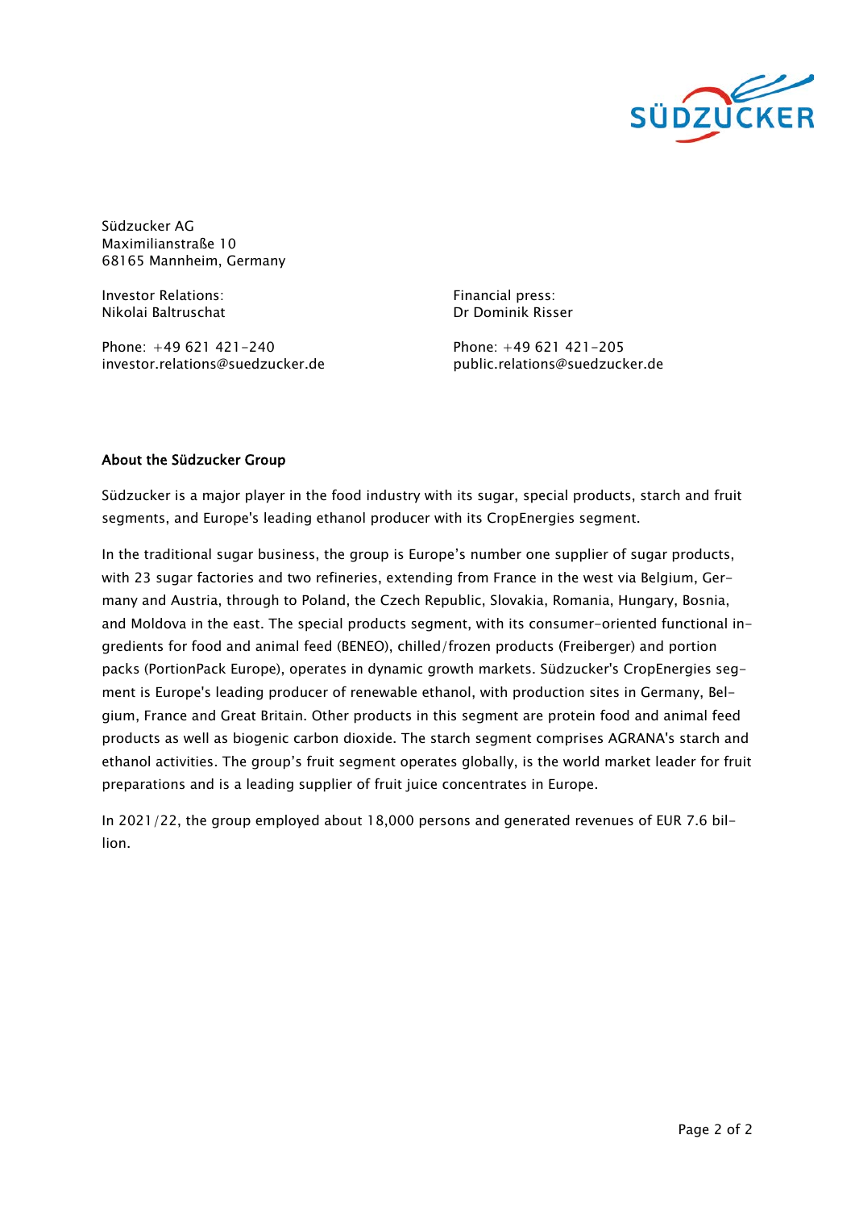Südzucker AG
Maximilianstraße 10
68165 Mannheim, Germany

Investor Relations:
Nikolai Baltruschat

Phone: +49 621 421-240
investor.relations@suedzucker.de

Financial press:
Dr Dominik Risser

Phone: +49 621 421-205
public.relations@suedzucker.de

**About the Südzucker Group**

Südzucker is a major player in the food industry with its sugar, special products, starch and fruit segments, and Europe's leading ethanol producer with its CropEnergies segment.

In the traditional sugar business, the group is Europe's number one supplier of sugar products, with 23 sugar factories and two refineries, extending from France in the west via Belgium, Germany and Austria, through to Poland, the Czech Republic, Slovakia, Romania, Hungary, Bosnia, and Moldova in the east. The special products segment, with its consumer-oriented functional ingredients for food and animal feed (BENEO), chilled/frozen products (Freiberger) and portion packs (PortionPack Europe), operates in dynamic growth markets. Südzucker's CropEnergies segment is Europe's leading producer of renewable ethanol, with production sites in Germany, Belgium, France and Great Britain. Other products in this segment are protein food and animal feed products as well as biogenic carbon dioxide. The starch segment comprises AGRANA's starch and ethanol activities. The group's fruit segment operates globally, is the world market leader for fruit preparations and is a leading supplier of fruit juice concentrates in Europe.

In 2021/22, the group employed about 18,000 persons and generated revenues of EUR 7.6 billion.